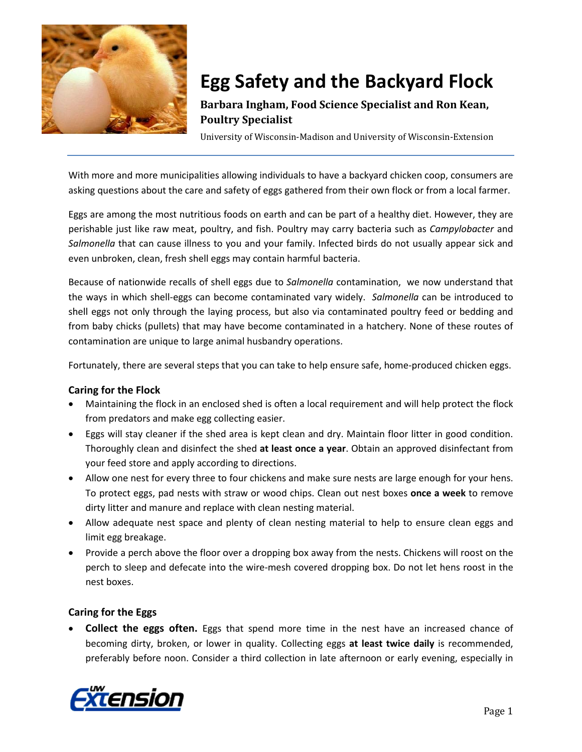# Egg Safety and the Backyard Flock

**Barbara Ingham, Food Science Specialist and Ron Kean, Poultry Specialist**

University of Wisconsin-Madison and University of Wisconsin-Extension

With more and more municipalities allowing individuals to have a backyard chicken coop, consumers are asking questions about the care and safety of eggs gathered from their own flock or from a local farmer.

Eggs are among the most nutritious foods on earth and can be part of a healthy diet. However, they are perishable just like raw meat, poultry, and fish. Poultry may carry bacteria such as *Campylobacter* and *Salmonella* that can cause illness to you and your family. Infected birds do not usually appear sick and even unbroken, clean, fresh shell eggs may contain harmful bacteria.

Because of nationwide recalls of shell eggs due to *Salmonella* contamination, we now understand that the ways in which shell-eggs can become contaminated vary widely. *Salmonella* can be introduced to shell eggs not only through the laying process, but also via contaminated poultry feed or bedding and from baby chicks (pullets) that may have become contaminated in a hatchery. None of these routes of contamination are unique to large animal husbandry operations.

Fortunately, there are several steps that you can take to help ensure safe, home-produced chicken eggs.

### Caring for the Flock

- Maintaining the flock in an enclosed shed is often a local requirement and will help protect the flock from predators and make egg collecting easier.
- Eggs will stay cleaner if the shed area is kept clean and dry. Maintain floor litter in good condition. Thoroughly clean and disinfect the shed **at least once a year**. Obtain an approved disinfectant from your feed store and apply according to directions.
- Allow one nest for every three to four chickens and make sure nests are large enough for your hens. To protect eggs, pad nests with straw or wood chips. Clean out nest boxes **once a week** to remove dirty litter and manure and replace with clean nesting material.
- Allow adequate nest space and plenty of clean nesting material to help to ensure clean eggs and limit egg breakage.
- Provide a perch above the floor over a dropping box away from the nests. Chickens will roost on the perch to sleep and defecate into the wire-mesh covered dropping box. Do not let hens roost in the nest boxes.

### Caring for the Eggs

- **Collect the eggs often.** Eggs that spend more time in the nest have an increased chance of becoming dirty, broken, or lower in quality. Collecting eggs **at least twice daily** is recommended, preferably before noon. Consider a third collection in late afternoon or early evening, especially in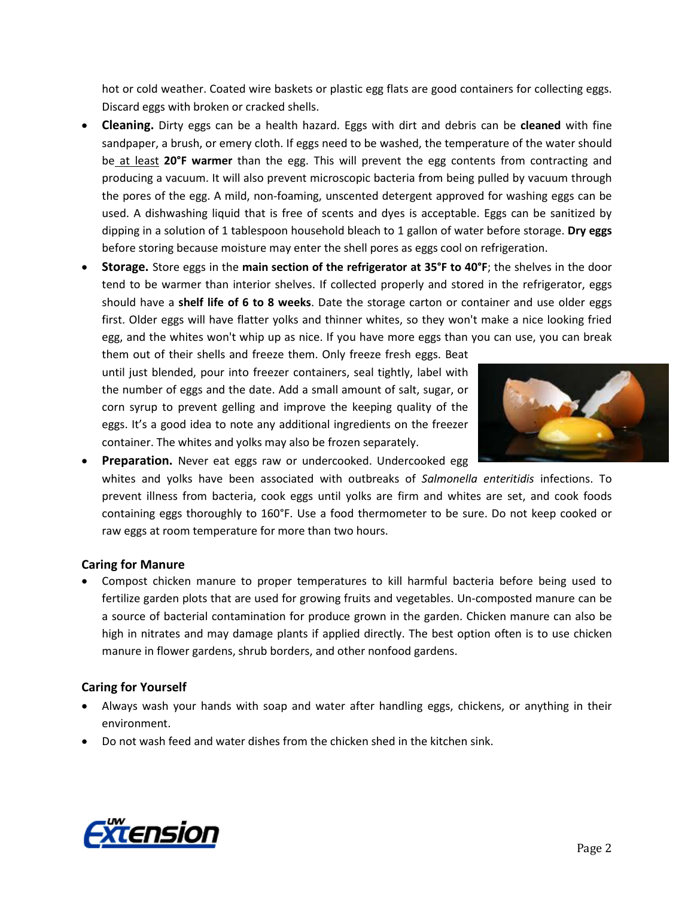hot or cold weather. Coated wire baskets or plastic egg flats are good containers for collecting eggs. Discard eggs with broken or cracked shells.

- **Cleaning.** Dirty eggs can be a health hazard. Eggs with dirt and debris can be **cleaned** with fine sandpaper, a brush, or emery cloth. If eggs need to be washed, the temperature of the water should be at least **20°F warmer** than the egg. This will prevent the egg contents from contracting and producing a vacuum. It will also prevent microscopic bacteria from being pulled by vacuum through the pores of the egg. A mild, non-foaming, unscented detergent approved for washing eggs can be used. A dishwashing liquid that is free of scents and dyes is acceptable. Eggs can be sanitized by dipping in a solution of 1 tablespoon household bleach to 1 gallon of water before storage. **Dry eggs** before storing because moisture may enter the shell pores as eggs cool on refrigeration.
- **Storage.** Store eggs in the **main section of the refrigerator at 35°F to 40°F**; the shelves in the door tend to be warmer than interior shelves. If collected properly and stored in the refrigerator, eggs should have a **shelf life of 6 to 8 weeks**. Date the storage carton or container and use older eggs first. Older eggs will have flatter yolks and thinner whites, so they won't make a nice looking fried egg, and the whites won't whip up as nice. If you have more eggs than you can use, you can break them out of their shells and freeze them. Only freeze fresh eggs. Beat until just blended, pour into freezer containers, seal tightly, label with the number of eggs and the date. Add a small amount of salt, sugar, or corn syrup to prevent gelling and improve the keeping quality of the eggs. It's a good idea to note any additional ingredients on the freezer container. The whites and yolks may also be frozen separately.
- **Preparation.** Never eat eggs raw or undercooked. Undercooked egg whites and yolks have been associated with outbreaks of *Salmonella enteritidis* infections. To prevent illness from bacteria, cook eggs until yolks are firm and whites are set, and cook foods containing eggs thoroughly to 160°F. Use a food thermometer to be sure. Do not keep cooked or raw eggs at room temperature for more than two hours.

### Caring for Manure

- Compost chicken manure to proper temperatures to kill harmful bacteria before being used to fertilize garden plots that are used for growing fruits and vegetables. Un-composted manure can be a source of bacterial contamination for produce grown in the garden. Chicken manure can also be high in nitrates and may damage plants if applied directly. The best option often is to use chicken manure in flower gardens, shrub borders, and other nonfood gardens.

### Caring for Yourself

- Always wash your hands with soap and water after handling eggs, chickens, or anything in their environment.
- Do not wash feed and water dishes from the chicken shed in the kitchen sink.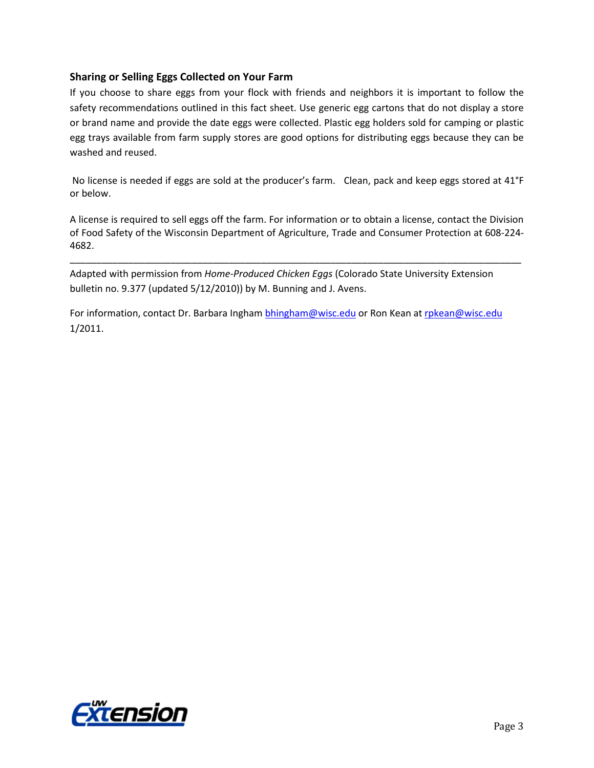### Sharing or Selling Eggs Collected on Your Farm

If you choose to share eggs from your flock with friends and neighbors it is important to follow the safety recommendations outlined in this fact sheet. Use generic egg cartons that do not display a store or brand name and provide the date eggs were collected. Plastic egg holders sold for camping or plastic egg trays available from farm supply stores are good options for distributing eggs because they can be washed and reused.

No license is needed if eggs are sold at the producer's farm. Clean, pack and keep eggs stored at 41°F or below.

A license is required to sell eggs off the farm. For information or to obtain a license, contact the Division of Food Safety of the Wisconsin Department of Agriculture, Trade and Consumer Protection at 608-224-4682.

---

Adapted with permission from *Home-Produced Chicken Eggs* (Colorado State University Extension bulletin no. 9.377 (updated 5/12/2010)) by M. Bunning and J. Avens.

For information, contact Dr. Barbara Ingham bhingham@wisc.edu or Ron Kean at rpkean@wisc.edu 1/2011.